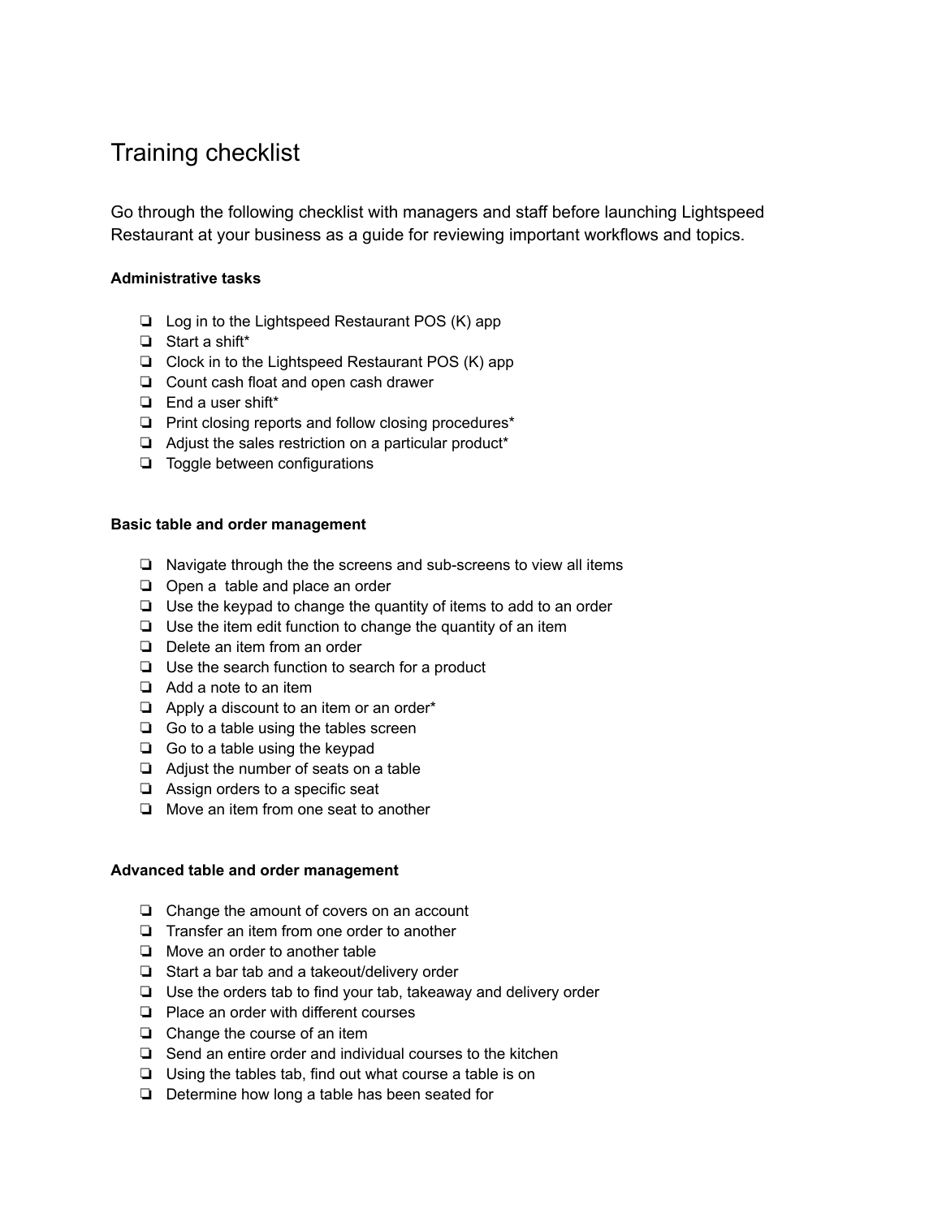# Training checklist

Go through the following checklist with managers and staff before launching Lightspeed Restaurant at your business as a guide for reviewing important workflows and topics.

**Administrative tasks**

- ❏ Log in to the Lightspeed Restaurant POS (K) app
- ❏ Start a shift*
- ❏ Clock in to the Lightspeed Restaurant POS (K) app
- ❏ Count cash float and open cash drawer
- ❏ End a user shift*
- ❏ Print closing reports and follow closing procedures*
- ❏ Adjust the sales restriction on a particular product*
- ❏ Toggle between configurations

**Basic table and order management**

- ❏ Navigate through the the screens and sub-screens to view all items
- ❏ Open a table and place an order
- ❏ Use the keypad to change the quantity of items to add to an order
- ❏ Use the item edit function to change the quantity of an item
- ❏ Delete an item from an order
- ❏ Use the search function to search for a product
- ❏ Add a note to an item
- ❏ Apply a discount to an item or an order*
- ❏ Go to a table using the tables screen
- ❏ Go to a table using the keypad
- ❏ Adjust the number of seats on a table
- ❏ Assign orders to a specific seat
- ❏ Move an item from one seat to another

**Advanced table and order management**

- ❏ Change the amount of covers on an account
- ❏ Transfer an item from one order to another
- ❏ Move an order to another table
- ❏ Start a bar tab and a takeout/delivery order
- ❏ Use the orders tab to find your tab, takeaway and delivery order
- ❏ Place an order with different courses
- ❏ Change the course of an item
- ❏ Send an entire order and individual courses to the kitchen
- ❏ Using the tables tab, find out what course a table is on
- ❏ Determine how long a table has been seated for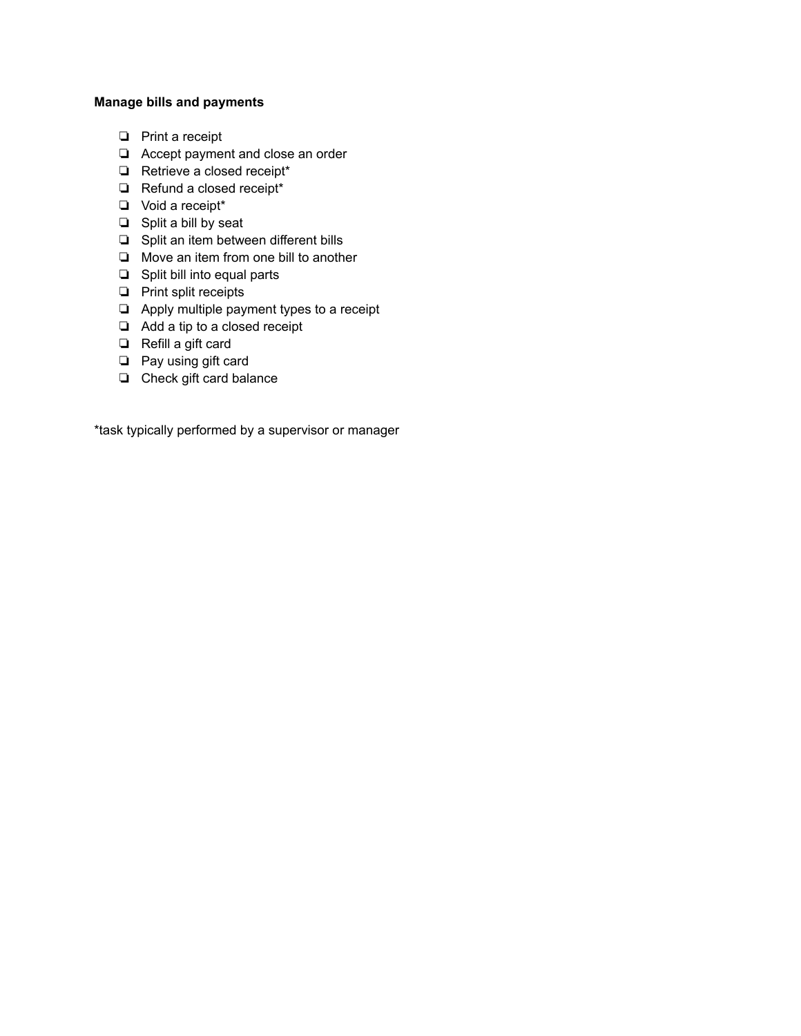**Manage bills and payments**

- [ ] Print a receipt
- [ ] Accept payment and close an order
- [ ] Retrieve a closed receipt*
- [ ] Refund a closed receipt*
- [ ] Void a receipt*
- [ ] Split a bill by seat
- [ ] Split an item between different bills
- [ ] Move an item from one bill to another
- [ ] Split bill into equal parts
- [ ] Print split receipts
- [ ] Apply multiple payment types to a receipt
- [ ] Add a tip to a closed receipt
- [ ] Refill a gift card
- [ ] Pay using gift card
- [ ] Check gift card balance

*task typically performed by a supervisor or manager